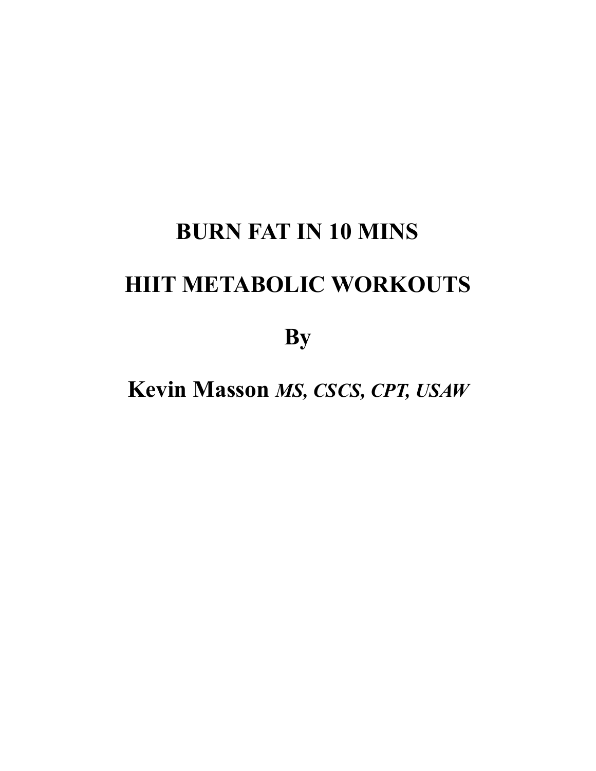# BURN FAT IN 10 MINS

# HIIT METABOLIC WORKOUTS

**By**

**Kevin Masson** ***MS, CSCS, CPT, USAW***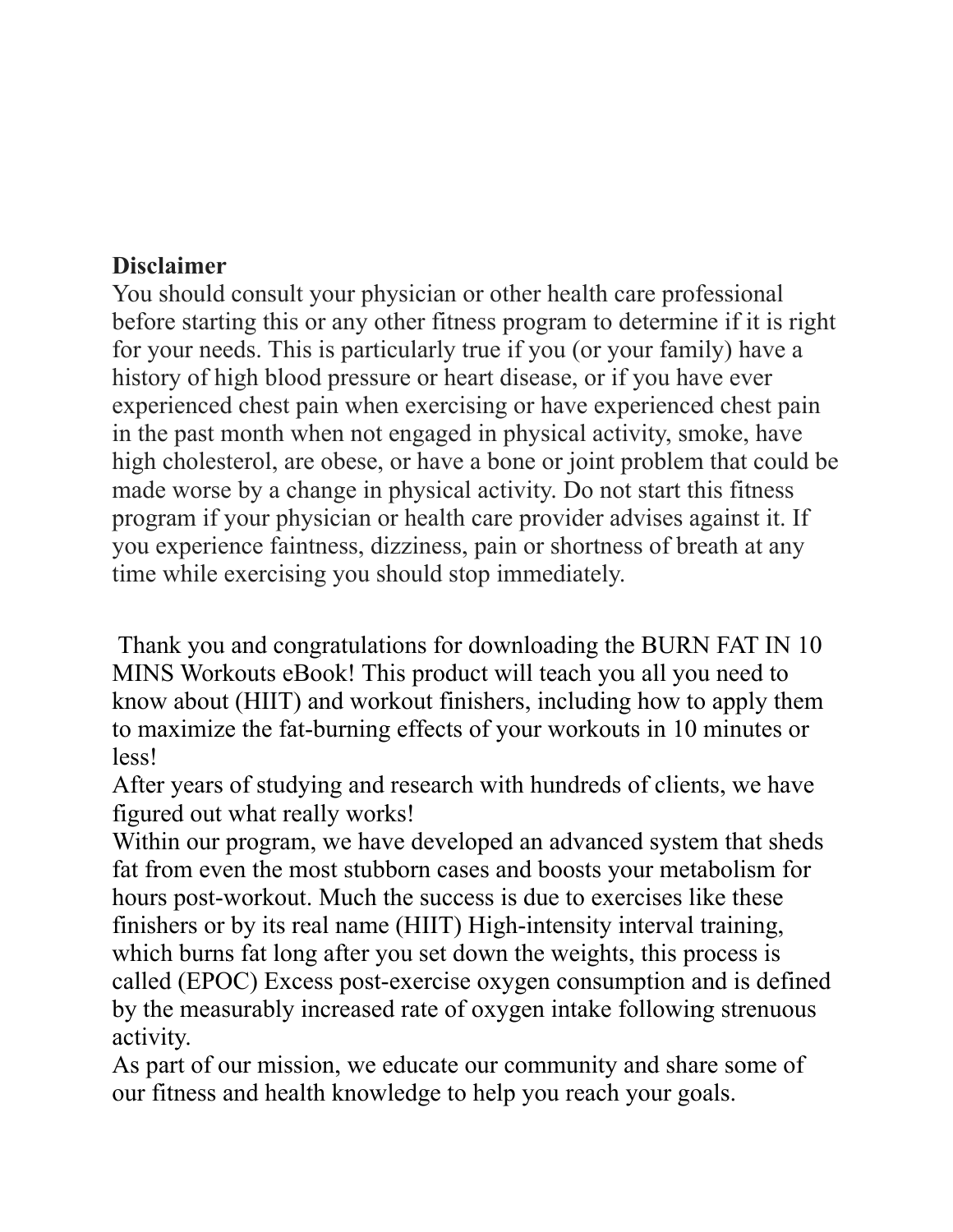**Disclaimer**

You should consult your physician or other health care professional before starting this or any other fitness program to determine if it is right for your needs. This is particularly true if you (or your family) have a history of high blood pressure or heart disease, or if you have ever experienced chest pain when exercising or have experienced chest pain in the past month when not engaged in physical activity, smoke, have high cholesterol, are obese, or have a bone or joint problem that could be made worse by a change in physical activity. Do not start this fitness program if your physician or health care provider advises against it. If you experience faintness, dizziness, pain or shortness of breath at any time while exercising you should stop immediately.

Thank you and congratulations for downloading the BURN FAT IN 10 MINS Workouts eBook! This product will teach you all you need to know about (HIIT) and workout finishers, including how to apply them to maximize the fat-burning effects of your workouts in 10 minutes or less!

After years of studying and research with hundreds of clients, we have figured out what really works!

Within our program, we have developed an advanced system that sheds fat from even the most stubborn cases and boosts your metabolism for hours post-workout. Much the success is due to exercises like these finishers or by its real name (HIIT) High-intensity interval training, which burns fat long after you set down the weights, this process is called (EPOC) Excess post-exercise oxygen consumption and is defined by the measurably increased rate of oxygen intake following strenuous activity.

As part of our mission, we educate our community and share some of our fitness and health knowledge to help you reach your goals.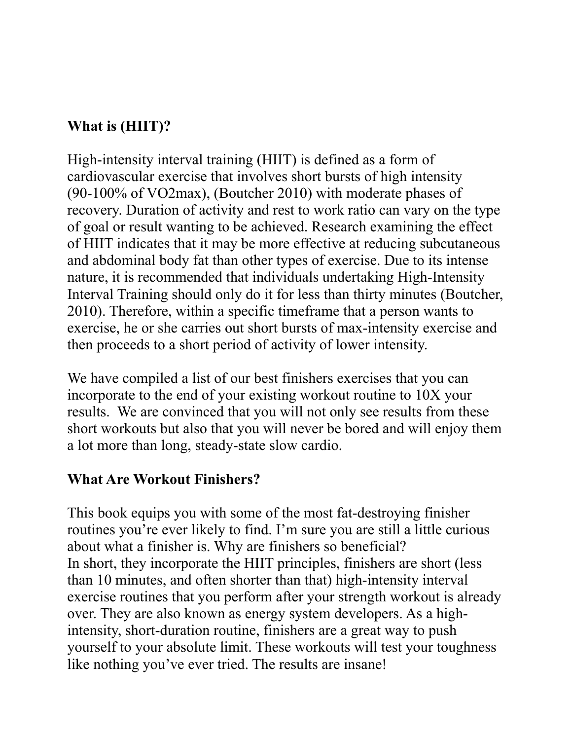## What is (HIIT)?

High-intensity interval training (HIIT) is defined as a form of cardiovascular exercise that involves short bursts of high intensity (90-100% of VO2max), (Boutcher 2010) with moderate phases of recovery. Duration of activity and rest to work ratio can vary on the type of goal or result wanting to be achieved. Research examining the effect of HIIT indicates that it may be more effective at reducing subcutaneous and abdominal body fat than other types of exercise. Due to its intense nature, it is recommended that individuals undertaking High-Intensity Interval Training should only do it for less than thirty minutes (Boutcher, 2010). Therefore, within a specific timeframe that a person wants to exercise, he or she carries out short bursts of max-intensity exercise and then proceeds to a short period of activity of lower intensity.

We have compiled a list of our best finishers exercises that you can incorporate to the end of your existing workout routine to 10X your results. We are convinced that you will not only see results from these short workouts but also that you will never be bored and will enjoy them a lot more than long, steady-state slow cardio.

## What Are Workout Finishers?

This book equips you with some of the most fat-destroying finisher routines you're ever likely to find. I'm sure you are still a little curious about what a finisher is. Why are finishers so beneficial?
In short, they incorporate the HIIT principles, finishers are short (less than 10 minutes, and often shorter than that) high-intensity interval exercise routines that you perform after your strength workout is already over. They are also known as energy system developers. As a high-intensity, short-duration routine, finishers are a great way to push yourself to your absolute limit. These workouts will test your toughness like nothing you've ever tried. The results are insane!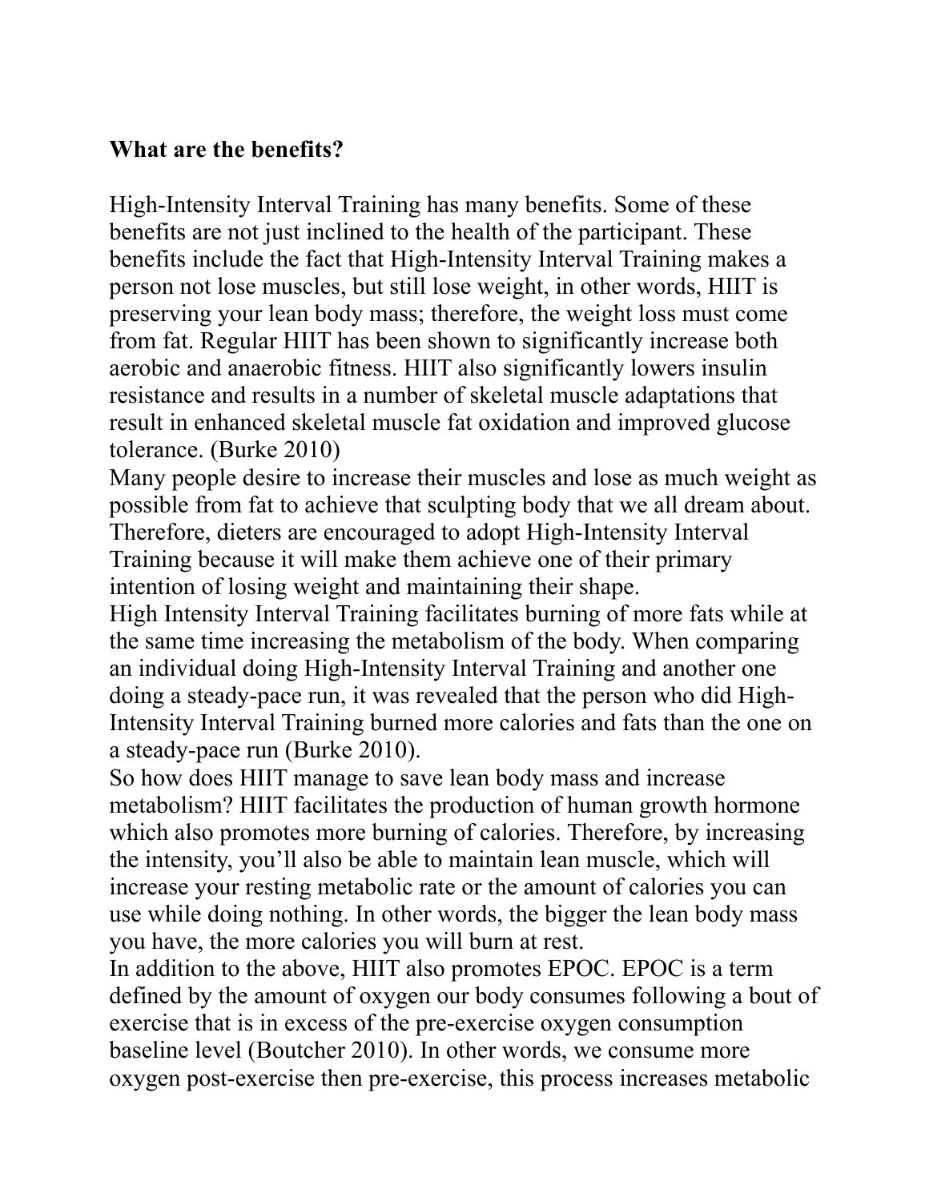**What are the benefits?**

High-Intensity Interval Training has many benefits. Some of these benefits are not just inclined to the health of the participant. These benefits include the fact that High-Intensity Interval Training makes a person not lose muscles, but still lose weight, in other words, HIIT is preserving your lean body mass; therefore, the weight loss must come from fat. Regular HIIT has been shown to significantly increase both aerobic and anaerobic fitness. HIIT also significantly lowers insulin resistance and results in a number of skeletal muscle adaptations that result in enhanced skeletal muscle fat oxidation and improved glucose tolerance. (Burke 2010)

Many people desire to increase their muscles and lose as much weight as possible from fat to achieve that sculpting body that we all dream about. Therefore, dieters are encouraged to adopt High-Intensity Interval Training because it will make them achieve one of their primary intention of losing weight and maintaining their shape.

High Intensity Interval Training facilitates burning of more fats while at the same time increasing the metabolism of the body. When comparing an individual doing High-Intensity Interval Training and another one doing a steady-pace run, it was revealed that the person who did High-Intensity Interval Training burned more calories and fats than the one on a steady-pace run (Burke 2010).

So how does HIIT manage to save lean body mass and increase metabolism? HIIT facilitates the production of human growth hormone which also promotes more burning of calories. Therefore, by increasing the intensity, you'll also be able to maintain lean muscle, which will increase your resting metabolic rate or the amount of calories you can use while doing nothing. In other words, the bigger the lean body mass you have, the more calories you will burn at rest.

In addition to the above, HIIT also promotes EPOC. EPOC is a term defined by the amount of oxygen our body consumes following a bout of exercise that is in excess of the pre-exercise oxygen consumption baseline level (Boutcher 2010). In other words, we consume more oxygen post-exercise then pre-exercise, this process increases metabolic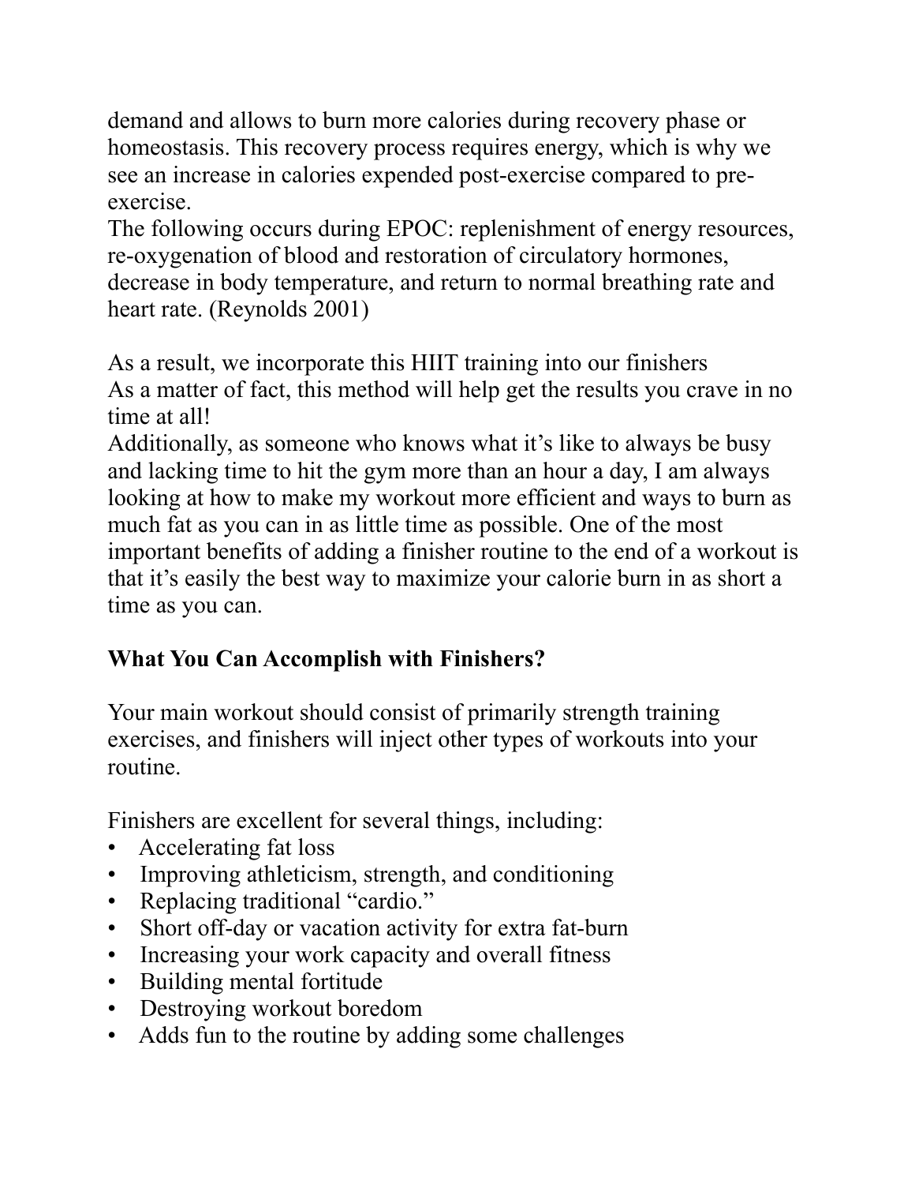demand and allows to burn more calories during recovery phase or homeostasis. This recovery process requires energy, which is why we see an increase in calories expended post-exercise compared to pre-exercise.
The following occurs during EPOC: replenishment of energy resources, re-oxygenation of blood and restoration of circulatory hormones, decrease in body temperature, and return to normal breathing rate and heart rate. (Reynolds 2001)

As a result, we incorporate this HIIT training into our finishers
As a matter of fact, this method will help get the results you crave in no time at all!
Additionally, as someone who knows what it's like to always be busy and lacking time to hit the gym more than an hour a day, I am always looking at how to make my workout more efficient and ways to burn as much fat as you can in as little time as possible. One of the most important benefits of adding a finisher routine to the end of a workout is that it's easily the best way to maximize your calorie burn in as short a time as you can.

**What You Can Accomplish with Finishers?**

Your main workout should consist of primarily strength training exercises, and finishers will inject other types of workouts into your routine.

Finishers are excellent for several things, including:

- Accelerating fat loss
- Improving athleticism, strength, and conditioning
- Replacing traditional "cardio."
- Short off-day or vacation activity for extra fat-burn
- Increasing your work capacity and overall fitness
- Building mental fortitude
- Destroying workout boredom
- Adds fun to the routine by adding some challenges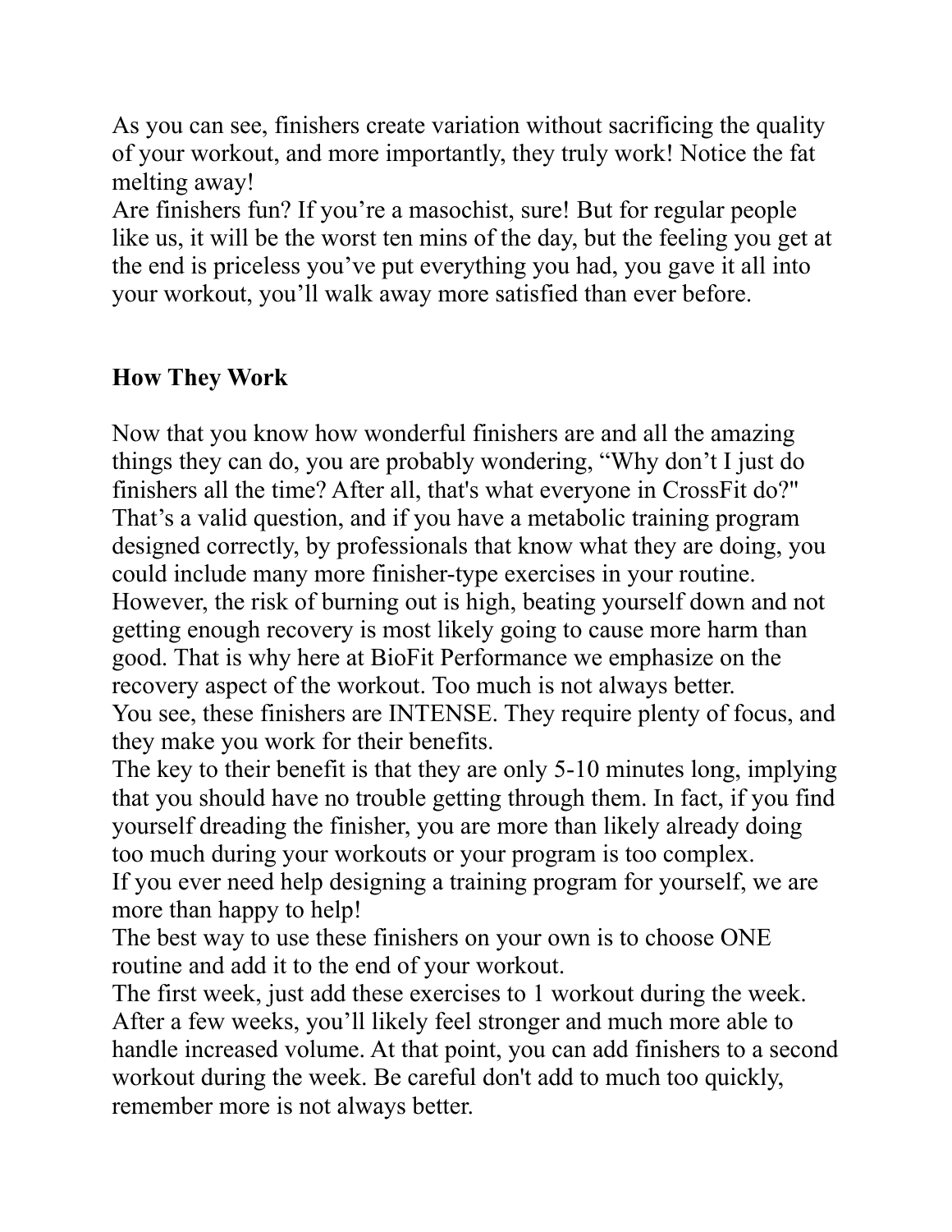As you can see, finishers create variation without sacrificing the quality of your workout, and more importantly, they truly work! Notice the fat melting away!

Are finishers fun? If you're a masochist, sure! But for regular people like us, it will be the worst ten mins of the day, but the feeling you get at the end is priceless you've put everything you had, you gave it all into your workout, you'll walk away more satisfied than ever before.

**How They Work**

Now that you know how wonderful finishers are and all the amazing things they can do, you are probably wondering, "Why don't I just do finishers all the time? After all, that's what everyone in CrossFit do?" That's a valid question, and if you have a metabolic training program designed correctly, by professionals that know what they are doing, you could include many more finisher-type exercises in your routine. However, the risk of burning out is high, beating yourself down and not getting enough recovery is most likely going to cause more harm than good. That is why here at BioFit Performance we emphasize on the recovery aspect of the workout. Too much is not always better.

You see, these finishers are INTENSE. They require plenty of focus, and they make you work for their benefits.

The key to their benefit is that they are only 5-10 minutes long, implying that you should have no trouble getting through them. In fact, if you find yourself dreading the finisher, you are more than likely already doing too much during your workouts or your program is too complex.

If you ever need help designing a training program for yourself, we are more than happy to help!

The best way to use these finishers on your own is to choose ONE routine and add it to the end of your workout.

The first week, just add these exercises to 1 workout during the week. After a few weeks, you'll likely feel stronger and much more able to handle increased volume. At that point, you can add finishers to a second workout during the week. Be careful don't add to much too quickly, remember more is not always better.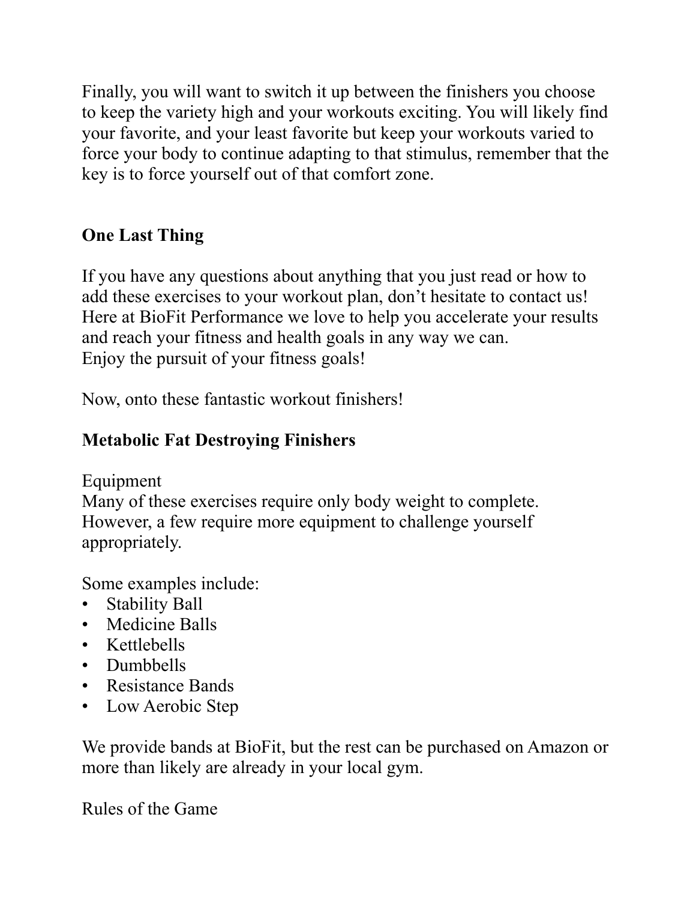Finally, you will want to switch it up between the finishers you choose to keep the variety high and your workouts exciting. You will likely find your favorite, and your least favorite but keep your workouts varied to force your body to continue adapting to that stimulus, remember that the key is to force yourself out of that comfort zone.

## One Last Thing

If you have any questions about anything that you just read or how to add these exercises to your workout plan, don't hesitate to contact us! Here at BioFit Performance we love to help you accelerate your results and reach your fitness and health goals in any way we can.
Enjoy the pursuit of your fitness goals!

Now, onto these fantastic workout finishers!

## Metabolic Fat Destroying Finishers

Equipment
Many of these exercises require only body weight to complete. However, a few require more equipment to challenge yourself appropriately.

Some examples include:
- Stability Ball
- Medicine Balls
- Kettlebells
- Dumbbells
- Resistance Bands
- Low Aerobic Step

We provide bands at BioFit, but the rest can be purchased on Amazon or more than likely are already in your local gym.

Rules of the Game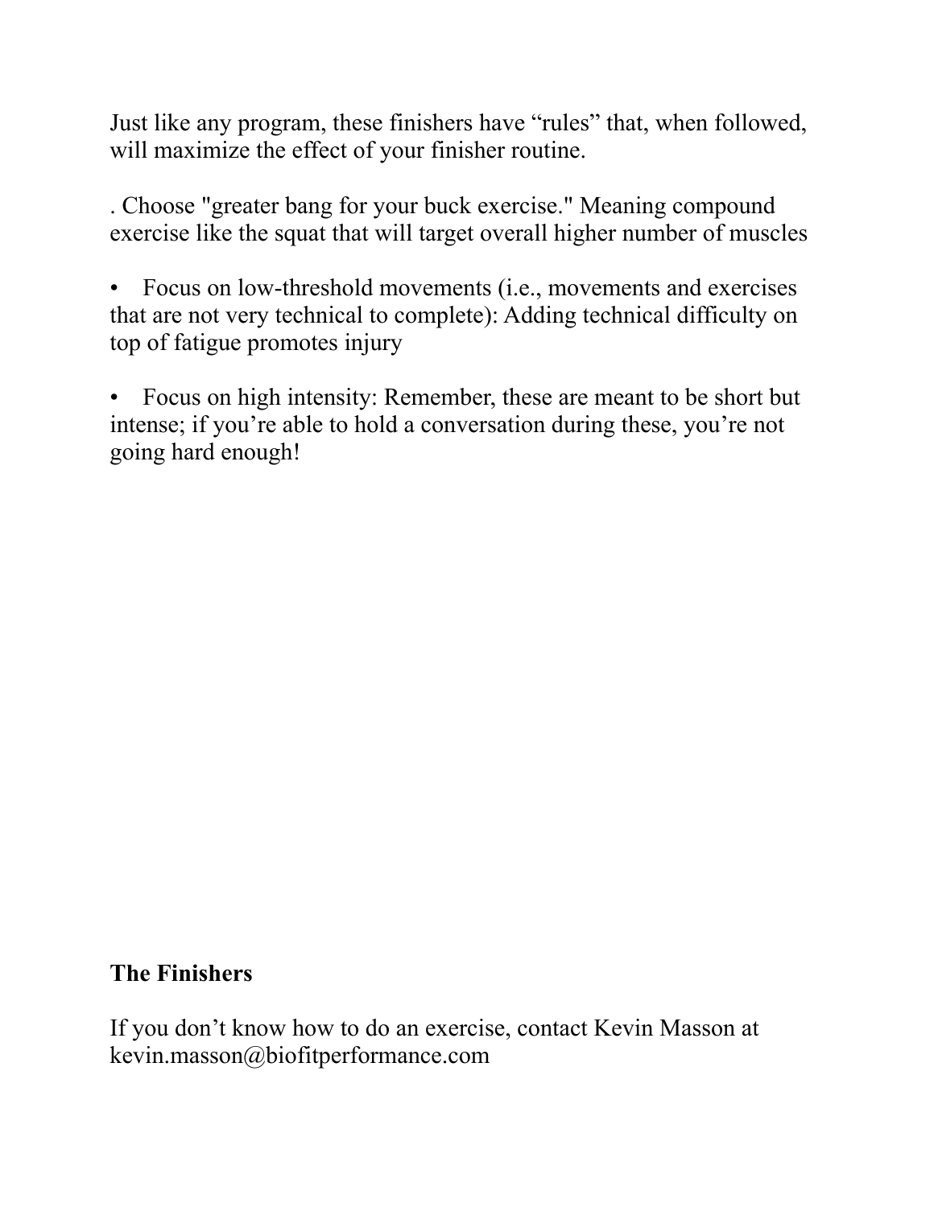Just like any program, these finishers have "rules" that, when followed, will maximize the effect of your finisher routine.

. Choose "greater bang for your buck exercise." Meaning compound exercise like the squat that will target overall higher number of muscles

- Focus on low-threshold movements (i.e., movements and exercises that are not very technical to complete): Adding technical difficulty on top of fatigue promotes injury

- Focus on high intensity: Remember, these are meant to be short but intense; if you're able to hold a conversation during these, you're not going hard enough!

**The Finishers**

If you don't know how to do an exercise, contact Kevin Masson at kevin.masson@biofitperformance.com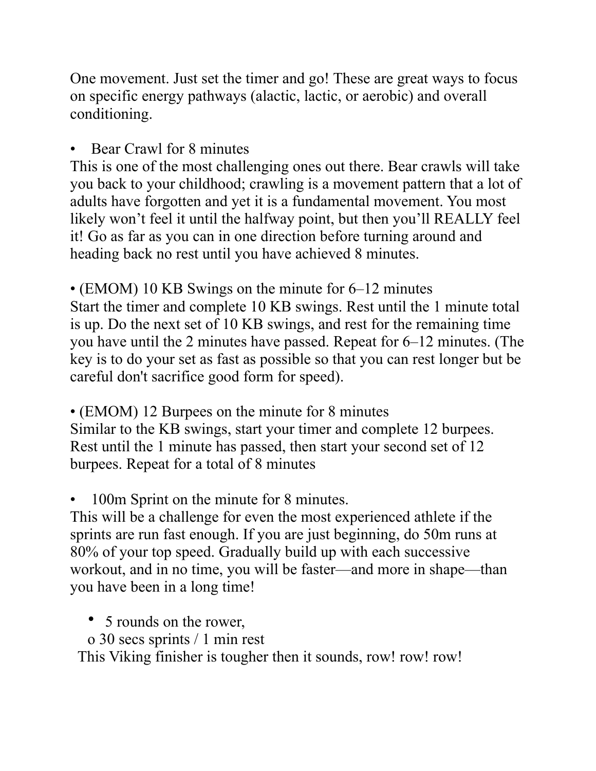One movement. Just set the timer and go! These are great ways to focus on specific energy pathways (alactic, lactic, or aerobic) and overall conditioning.

- Bear Crawl for 8 minutes

This is one of the most challenging ones out there. Bear crawls will take you back to your childhood; crawling is a movement pattern that a lot of adults have forgotten and yet it is a fundamental movement. You most likely won't feel it until the halfway point, but then you'll REALLY feel it! Go as far as you can in one direction before turning around and heading back no rest until you have achieved 8 minutes.

- (EMOM) 10 KB Swings on the minute for 6–12 minutes

Start the timer and complete 10 KB swings. Rest until the 1 minute total is up. Do the next set of 10 KB swings, and rest for the remaining time you have until the 2 minutes have passed. Repeat for 6–12 minutes. (The key is to do your set as fast as possible so that you can rest longer but be careful don't sacrifice good form for speed).

- (EMOM) 12 Burpees on the minute for 8 minutes

Similar to the KB swings, start your timer and complete 12 burpees. Rest until the 1 minute has passed, then start your second set of 12 burpees. Repeat for a total of 8 minutes

- 100m Sprint on the minute for 8 minutes.

This will be a challenge for even the most experienced athlete if the sprints are run fast enough. If you are just beginning, do 50m runs at 80% of your top speed. Gradually build up with each successive workout, and in no time, you will be faster—and more in shape—than you have been in a long time!

- 5 rounds on the rower,
  - 30 secs sprints / 1 min rest

This Viking finisher is tougher then it sounds, row! row! row!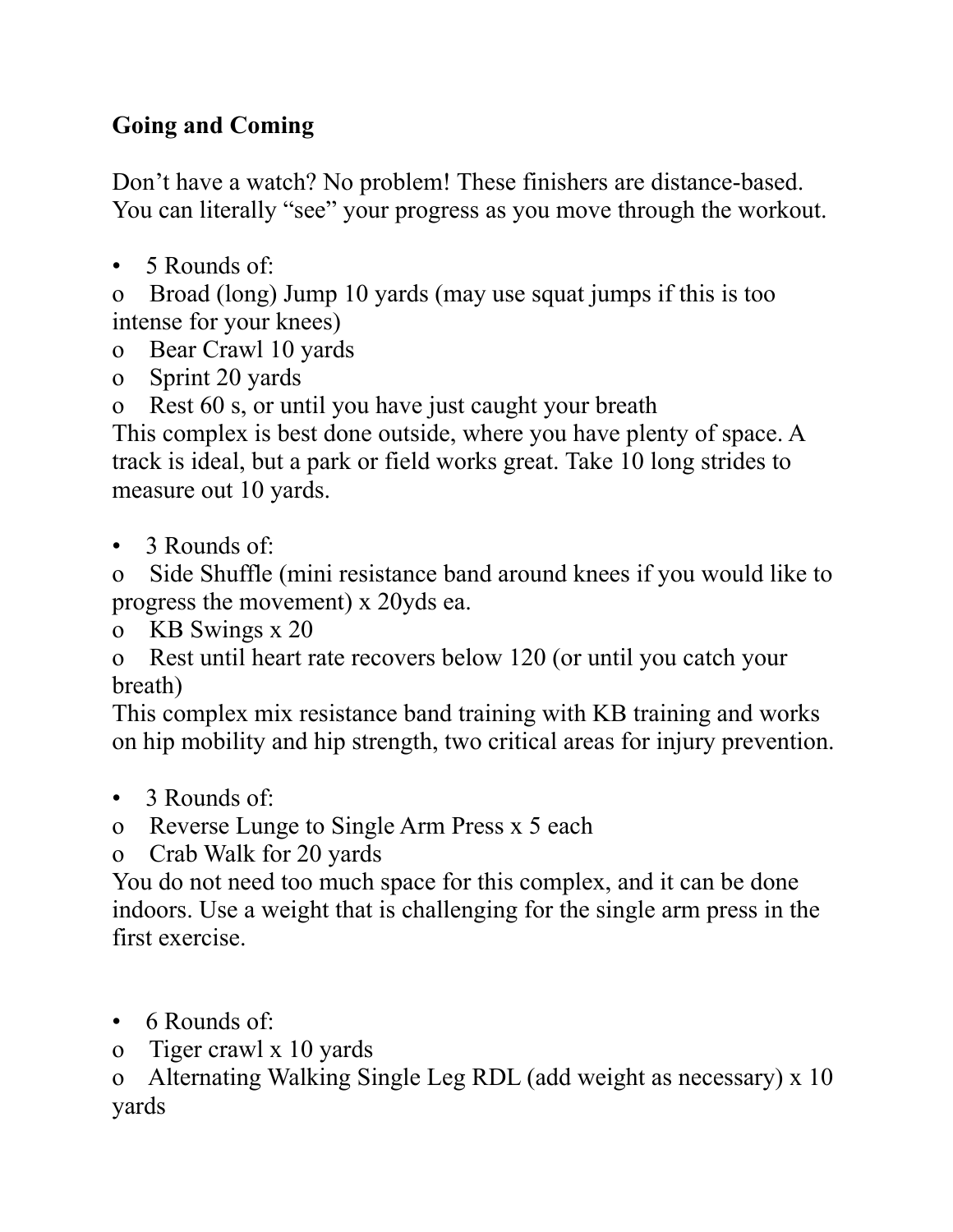**Going and Coming**

Don't have a watch? No problem! These finishers are distance-based. You can literally "see" your progress as you move through the workout.

- 5 Rounds of:
  - Broad (long) Jump 10 yards (may use squat jumps if this is too intense for your knees)
  - Bear Crawl 10 yards
  - Sprint 20 yards
  - Rest 60 s, or until you have just caught your breath

This complex is best done outside, where you have plenty of space. A track is ideal, but a park or field works great. Take 10 long strides to measure out 10 yards.

- 3 Rounds of:
  - Side Shuffle (mini resistance band around knees if you would like to progress the movement) x 20yds ea.
  - KB Swings x 20
  - Rest until heart rate recovers below 120 (or until you catch your breath)

This complex mix resistance band training with KB training and works on hip mobility and hip strength, two critical areas for injury prevention.

- 3 Rounds of:
  - Reverse Lunge to Single Arm Press x 5 each
  - Crab Walk for 20 yards

You do not need too much space for this complex, and it can be done indoors. Use a weight that is challenging for the single arm press in the first exercise.

- 6 Rounds of:
  - Tiger crawl x 10 yards
  - Alternating Walking Single Leg RDL (add weight as necessary) x 10 yards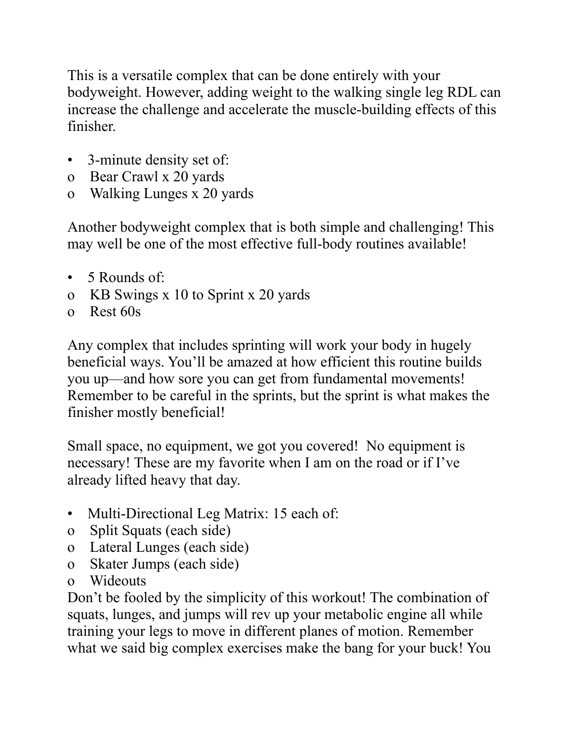This is a versatile complex that can be done entirely with your bodyweight. However, adding weight to the walking single leg RDL can increase the challenge and accelerate the muscle-building effects of this finisher.

- 3-minute density set of:
  - Bear Crawl x 20 yards
  - Walking Lunges x 20 yards

Another bodyweight complex that is both simple and challenging! This may well be one of the most effective full-body routines available!

- 5 Rounds of:
  - KB Swings x 10 to Sprint x 20 yards
  - Rest 60s

Any complex that includes sprinting will work your body in hugely beneficial ways. You'll be amazed at how efficient this routine builds you up—and how sore you can get from fundamental movements! Remember to be careful in the sprints, but the sprint is what makes the finisher mostly beneficial!

Small space, no equipment, we got you covered! No equipment is necessary! These are my favorite when I am on the road or if I've already lifted heavy that day.

- Multi-Directional Leg Matrix: 15 each of:
  - Split Squats (each side)
  - Lateral Lunges (each side)
  - Skater Jumps (each side)
  - Wideouts

Don't be fooled by the simplicity of this workout! The combination of squats, lunges, and jumps will rev up your metabolic engine all while training your legs to move in different planes of motion. Remember what we said big complex exercises make the bang for your buck! You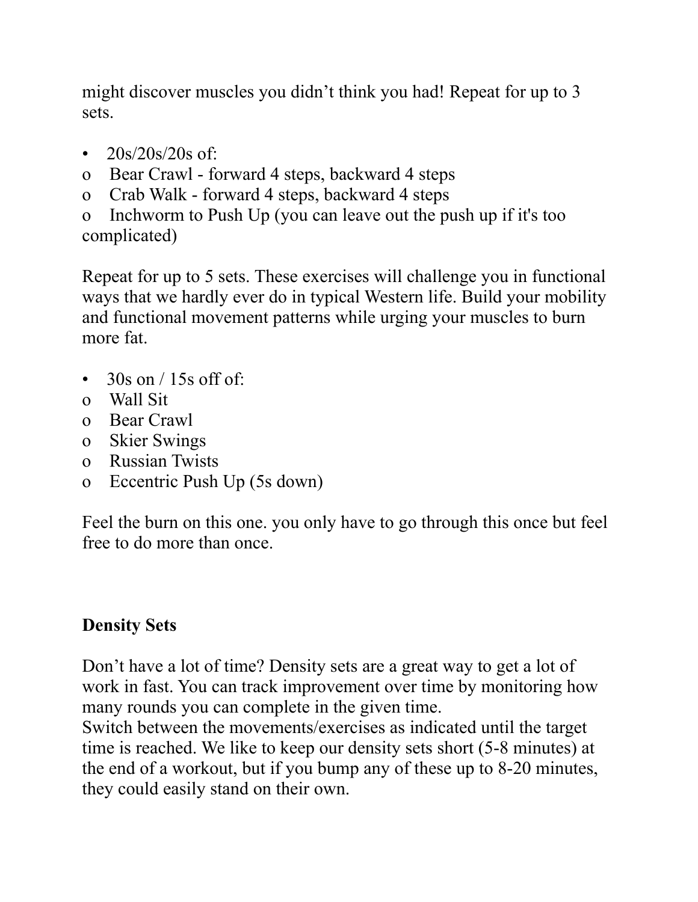might discover muscles you didn't think you had! Repeat for up to 3 sets.

- 20s/20s/20s of:
  - Bear Crawl - forward 4 steps, backward 4 steps
  - Crab Walk - forward 4 steps, backward 4 steps
  - Inchworm to Push Up (you can leave out the push up if it's too complicated)

Repeat for up to 5 sets. These exercises will challenge you in functional ways that we hardly ever do in typical Western life. Build your mobility and functional movement patterns while urging your muscles to burn more fat.

- 30s on / 15s off of:
  - Wall Sit
  - Bear Crawl
  - Skier Swings
  - Russian Twists
  - Eccentric Push Up (5s down)

Feel the burn on this one. you only have to go through this once but feel free to do more than once.

**Density Sets**

Don't have a lot of time? Density sets are a great way to get a lot of work in fast. You can track improvement over time by monitoring how many rounds you can complete in the given time.
Switch between the movements/exercises as indicated until the target time is reached. We like to keep our density sets short (5-8 minutes) at the end of a workout, but if you bump any of these up to 8-20 minutes, they could easily stand on their own.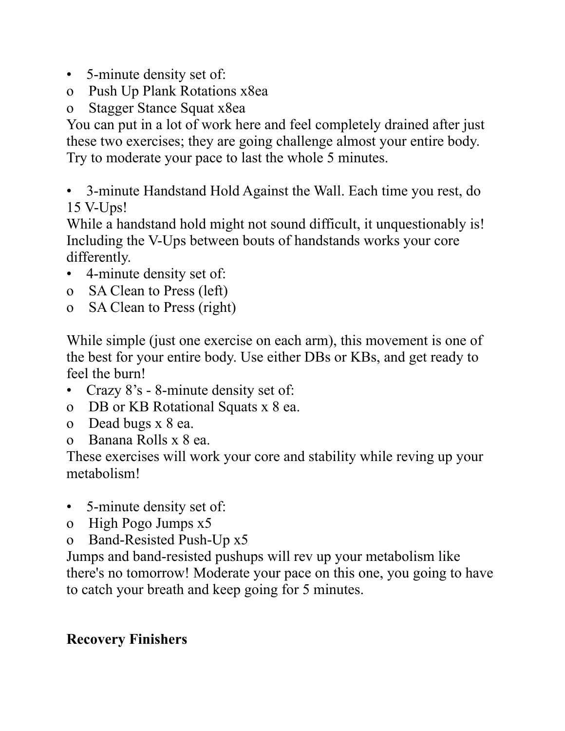- 5-minute density set of:
  - Push Up Plank Rotations x8ea
  - Stagger Stance Squat x8ea

You can put in a lot of work here and feel completely drained after just these two exercises; they are going challenge almost your entire body. Try to moderate your pace to last the whole 5 minutes.

- 3-minute Handstand Hold Against the Wall. Each time you rest, do 15 V-Ups!

While a handstand hold might not sound difficult, it unquestionably is! Including the V-Ups between bouts of handstands works your core differently.

- 4-minute density set of:
  - SA Clean to Press (left)
  - SA Clean to Press (right)

While simple (just one exercise on each arm), this movement is one of the best for your entire body. Use either DBs or KBs, and get ready to feel the burn!

- Crazy 8's - 8-minute density set of:
  - DB or KB Rotational Squats x 8 ea.
  - Dead bugs x 8 ea.
  - Banana Rolls x 8 ea.

These exercises will work your core and stability while reving up your metabolism!

- 5-minute density set of:
  - High Pogo Jumps x5
  - Band-Resisted Push-Up x5

Jumps and band-resisted pushups will rev up your metabolism like there's no tomorrow! Moderate your pace on this one, you going to have to catch your breath and keep going for 5 minutes.

**Recovery Finishers**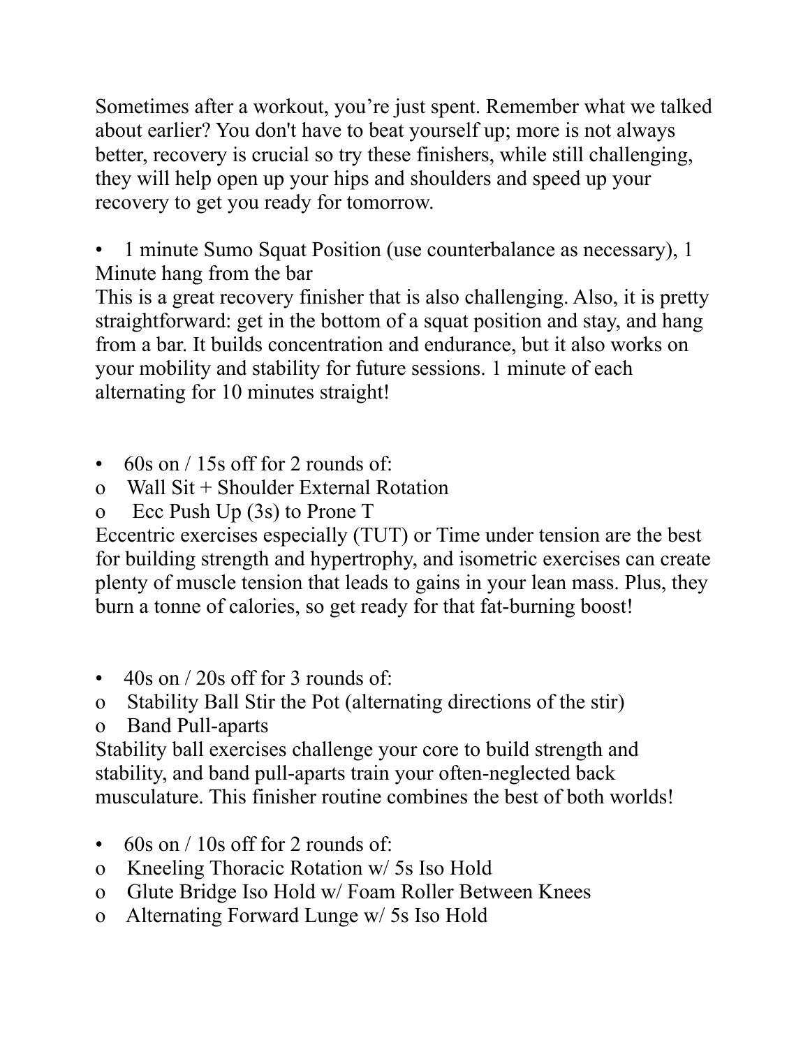Sometimes after a workout, you're just spent. Remember what we talked about earlier? You don't have to beat yourself up; more is not always better, recovery is crucial so try these finishers, while still challenging, they will help open up your hips and shoulders and speed up your recovery to get you ready for tomorrow.

- 1 minute Sumo Squat Position (use counterbalance as necessary), 1 Minute hang from the bar

This is a great recovery finisher that is also challenging. Also, it is pretty straightforward: get in the bottom of a squat position and stay, and hang from a bar. It builds concentration and endurance, but it also works on your mobility and stability for future sessions. 1 minute of each alternating for 10 minutes straight!

- 60s on / 15s off for 2 rounds of:
  - Wall Sit + Shoulder External Rotation
  - Ecc Push Up (3s) to Prone T

Eccentric exercises especially (TUT) or Time under tension are the best for building strength and hypertrophy, and isometric exercises can create plenty of muscle tension that leads to gains in your lean mass. Plus, they burn a tonne of calories, so get ready for that fat-burning boost!

- 40s on / 20s off for 3 rounds of:
  - Stability Ball Stir the Pot (alternating directions of the stir)
  - Band Pull-aparts

Stability ball exercises challenge your core to build strength and stability, and band pull-aparts train your often-neglected back musculature. This finisher routine combines the best of both worlds!

- 60s on / 10s off for 2 rounds of:
  - Kneeling Thoracic Rotation w/ 5s Iso Hold
  - Glute Bridge Iso Hold w/ Foam Roller Between Knees
  - Alternating Forward Lunge w/ 5s Iso Hold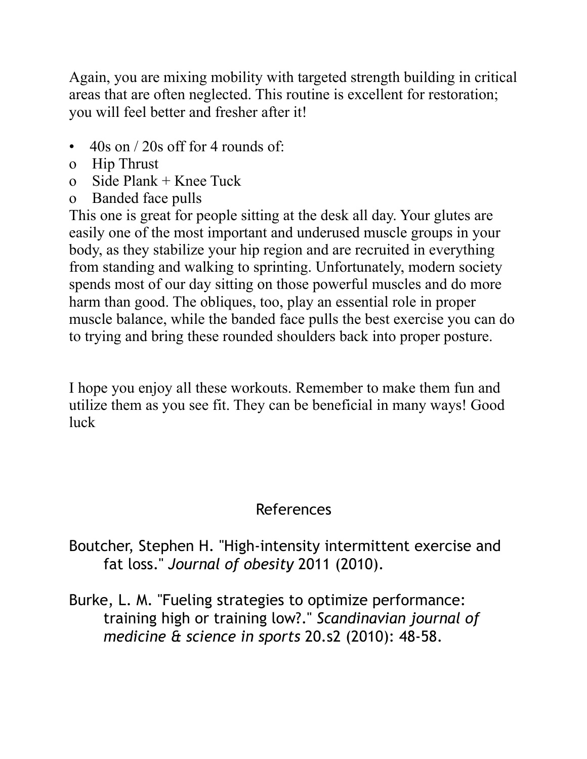Again, you are mixing mobility with targeted strength building in critical areas that are often neglected. This routine is excellent for restoration; you will feel better and fresher after it!

- 40s on / 20s off for 4 rounds of:
  - Hip Thrust
  - Side Plank + Knee Tuck
  - Banded face pulls

This one is great for people sitting at the desk all day. Your glutes are easily one of the most important and underused muscle groups in your body, as they stabilize your hip region and are recruited in everything from standing and walking to sprinting. Unfortunately, modern society spends most of our day sitting on those powerful muscles and do more harm than good. The obliques, too, play an essential role in proper muscle balance, while the banded face pulls the best exercise you can do to trying and bring these rounded shoulders back into proper posture.

I hope you enjoy all these workouts. Remember to make them fun and utilize them as you see fit. They can be beneficial in many ways! Good luck

## References

Boutcher, Stephen H. "High-intensity intermittent exercise and fat loss." *Journal of obesity* 2011 (2010).

Burke, L. M. "Fueling strategies to optimize performance: training high or training low?." *Scandinavian journal of medicine & science in sports* 20.s2 (2010): 48-58.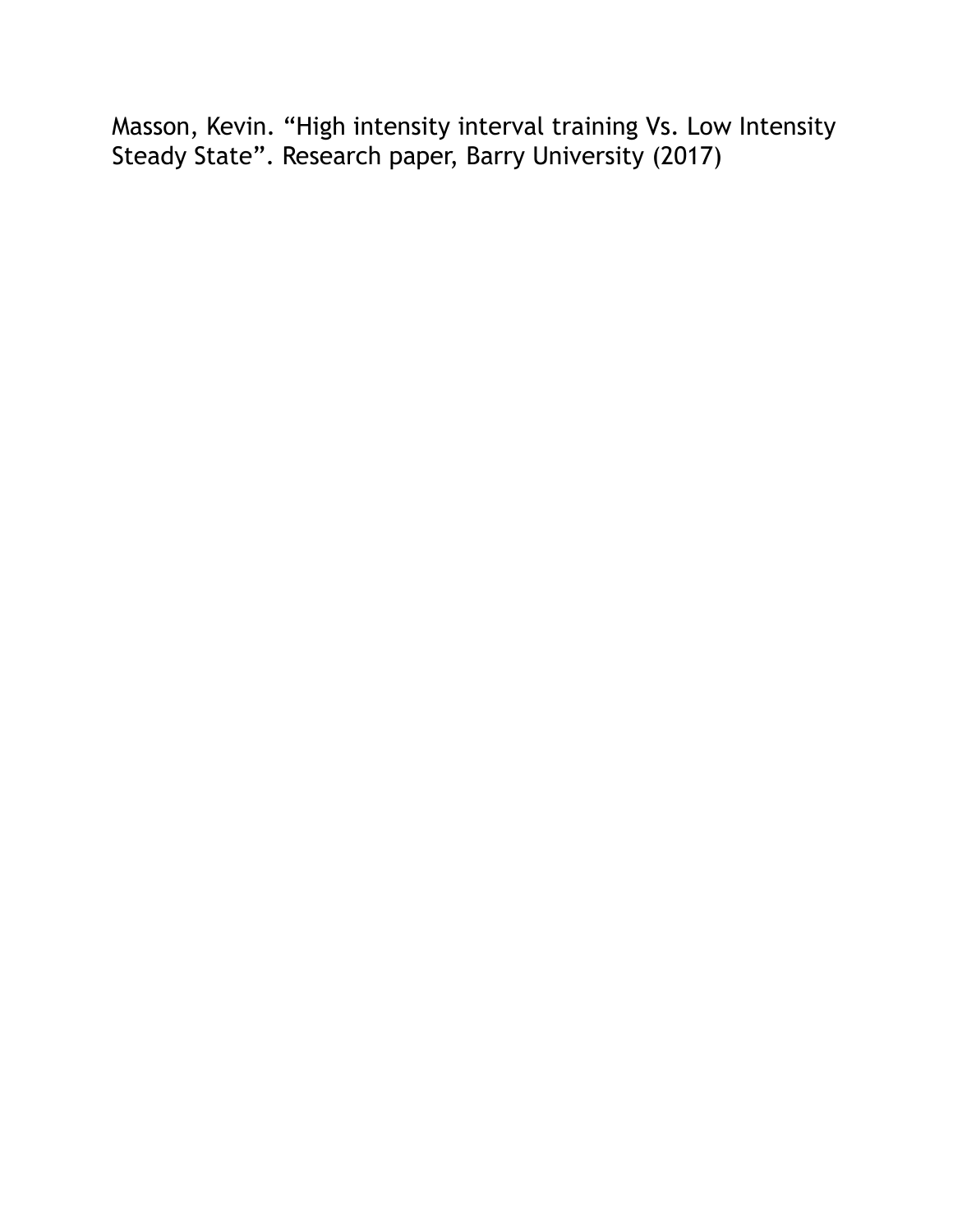Masson, Kevin. “High intensity interval training Vs. Low Intensity Steady State”. Research paper, Barry University (2017)